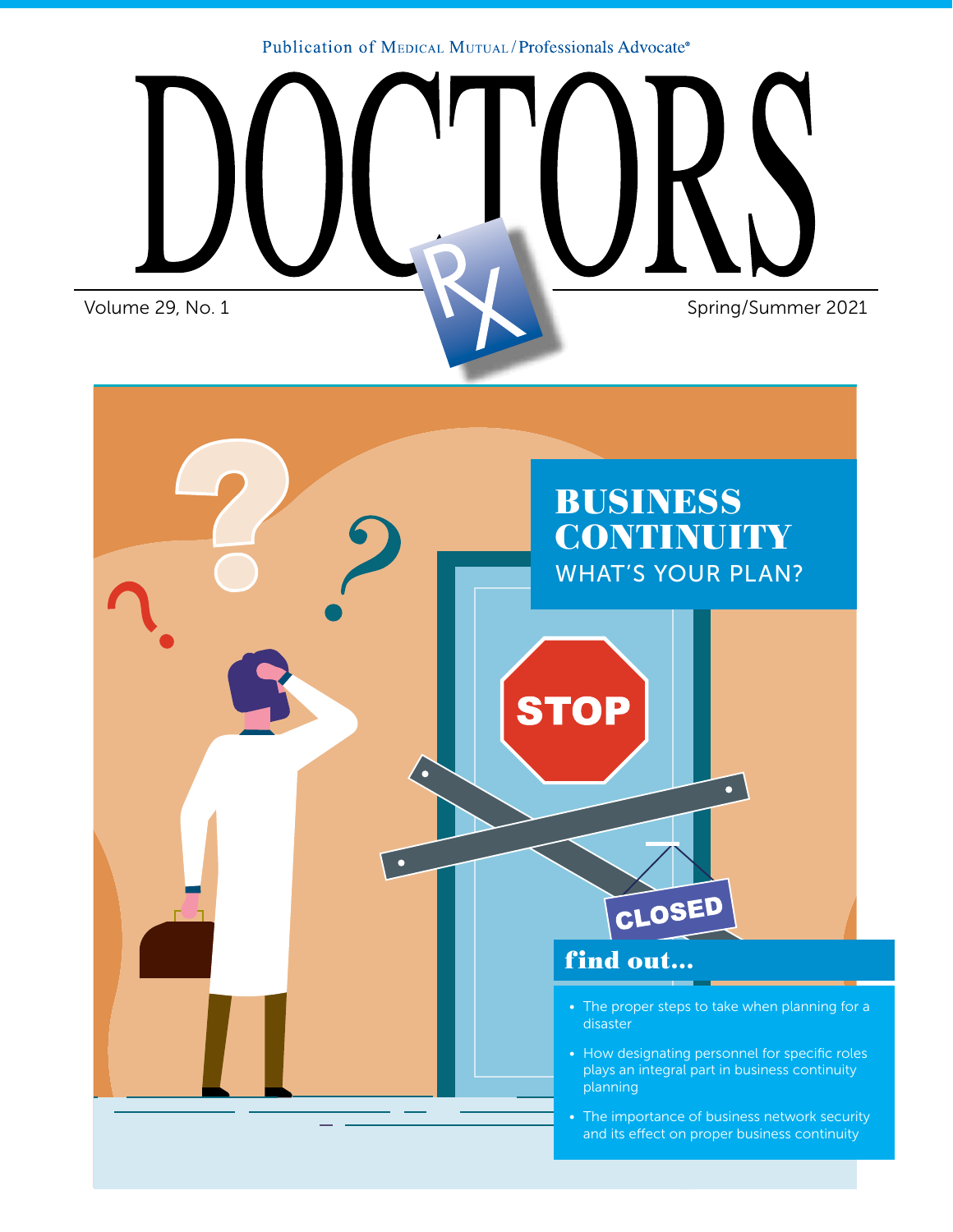Publication of Medical Mutual / Professionals Advocate®

# DOCTORS RX

Volume 29, No. 1

Spring/Summer 2021

## BUSINESS CONTINUITY

WHAT'S YOUR PLAN?

### find out...

- The proper steps to take when planning for a disaster
- How designating personnel for specific roles plays an integral part in business continuity planning
- The importance of business network security and its effect on proper business continuity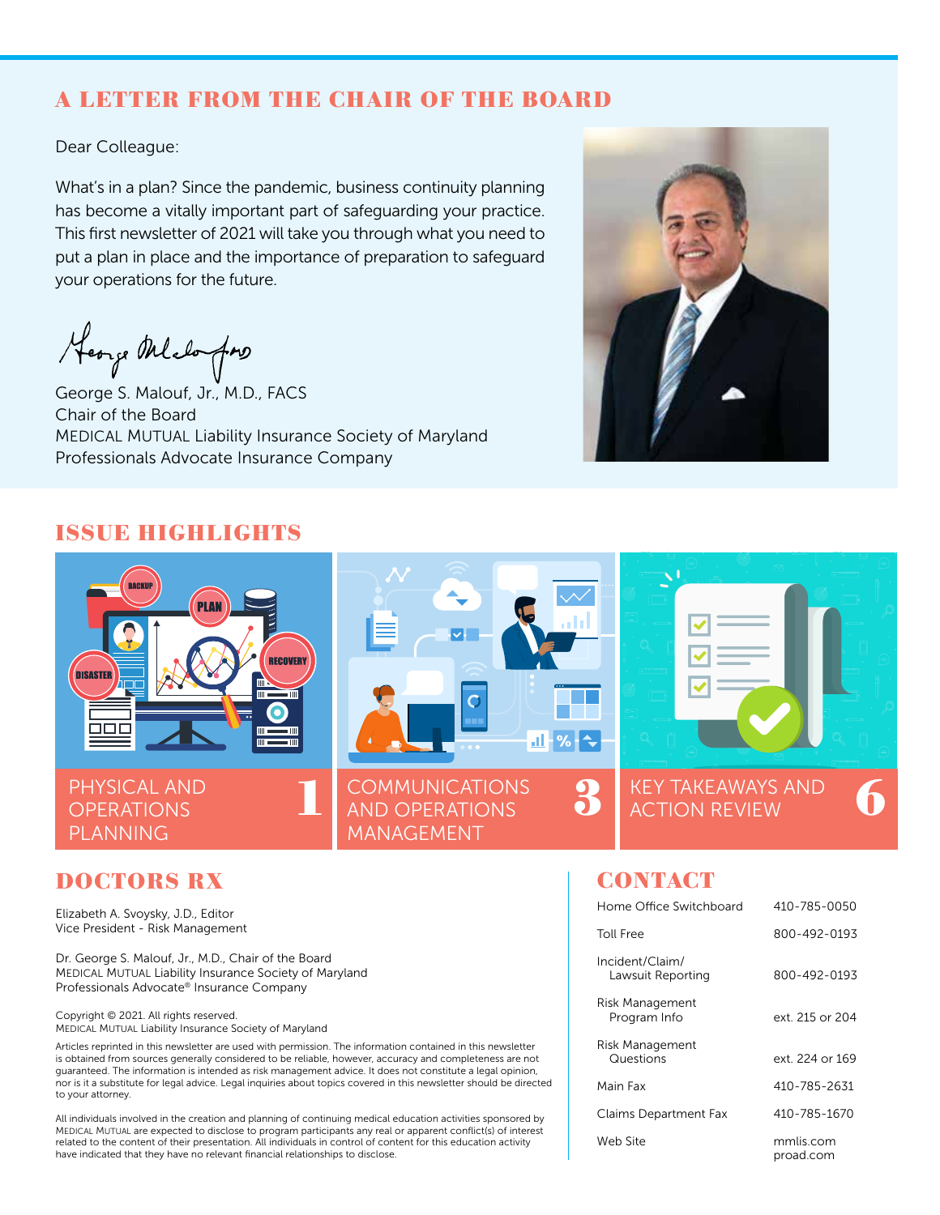## A LETTER FROM THE CHAIR OF THE BOARD

Dear Colleague:

What's in a plan? Since the pandemic, business continuity planning has become a vitally important part of safeguarding your practice. This first newsletter of 2021 will take you through what you need to put a plan in place and the importance of preparation to safeguard your operations for the future.

George S. Malouf, Jr., M.D., FACS
Chair of the Board
MEDICAL MUTUAL Liability Insurance Society of Maryland
Professionals Advocate Insurance Company

## ISSUE HIGHLIGHTS

- PHYSICAL AND OPERATIONS PLANNING — 1
- COMMUNICATIONS AND OPERATIONS MANAGEMENT — 3
- KEY TAKEAWAYS AND ACTION REVIEW — 6

## DOCTORS RX

Elizabeth A. Svoysky, J.D., Editor
Vice President - Risk Management

Dr. George S. Malouf, Jr., M.D., Chair of the Board
MEDICAL MUTUAL Liability Insurance Society of Maryland
Professionals Advocate® Insurance Company

Copyright © 2021. All rights reserved.
MEDICAL MUTUAL Liability Insurance Society of Maryland

Articles reprinted in this newsletter are used with permission. The information contained in this newsletter is obtained from sources generally considered to be reliable, however, accuracy and completeness are not guaranteed. The information is intended as risk management advice. It does not constitute a legal opinion, nor is it a substitute for legal advice. Legal inquiries about topics covered in this newsletter should be directed to your attorney.

All individuals involved in the creation and planning of continuing medical education activities sponsored by MEDICAL MUTUAL are expected to disclose to program participants any real or apparent conflict(s) of interest related to the content of their presentation. All individuals in control of content for this education activity have indicated that they have no relevant financial relationships to disclose.

## CONTACT

| | |
|---|---|
| Home Office Switchboard | 410-785-0050 |
| Toll Free | 800-492-0193 |
| Incident/Claim/ Lawsuit Reporting | 800-492-0193 |
| Risk Management Program Info | ext. 215 or 204 |
| Risk Management Questions | ext. 224 or 169 |
| Main Fax | 410-785-2631 |
| Claims Department Fax | 410-785-1670 |
| Web Site | mmlis.com proad.com |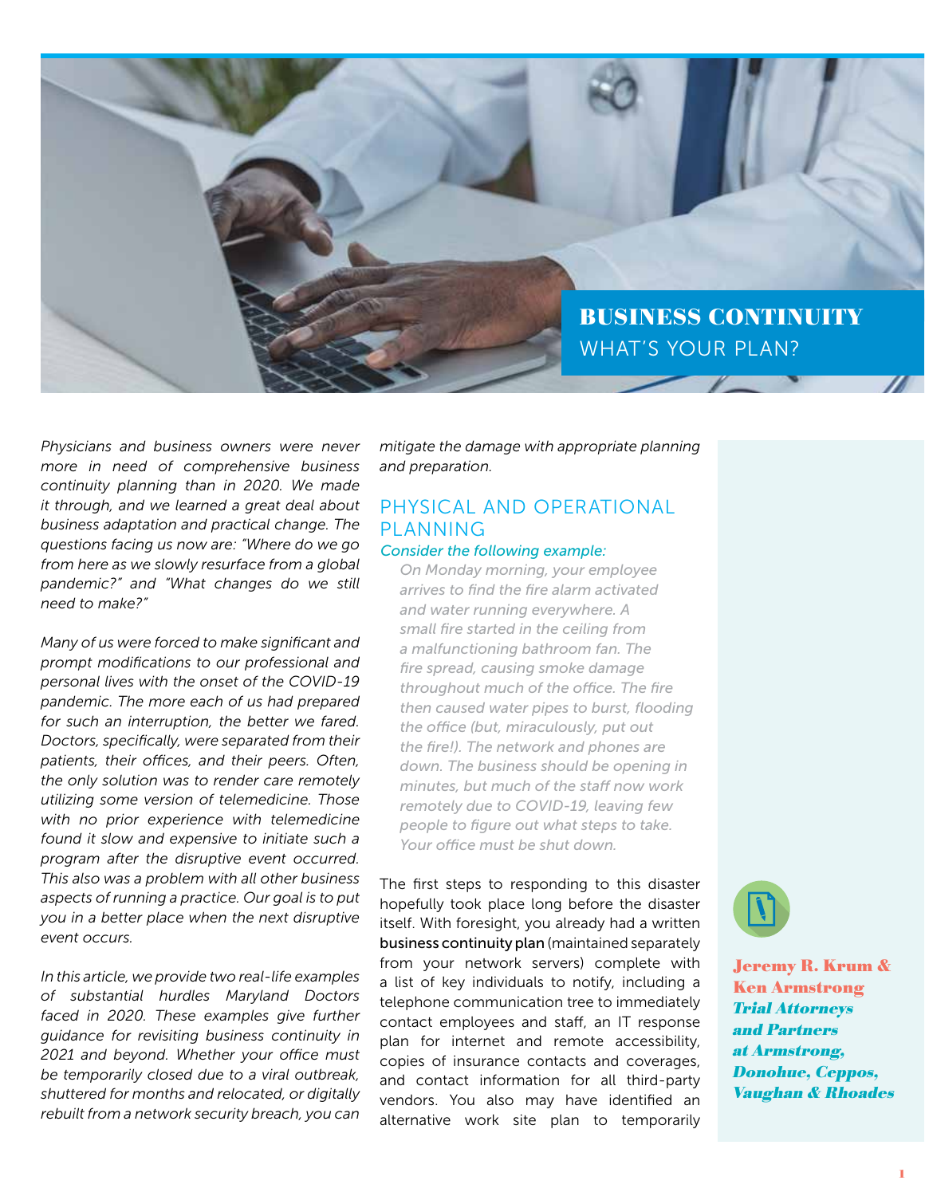# BUSINESS CONTINUITY

## WHAT'S YOUR PLAN?

**Jeremy R. Krum & Ken Armstrong**
***Trial Attorneys and Partners at Armstrong, Donohue, Ceppos, Vaughan & Rhoades***

*Physicians and business owners were never more in need of comprehensive business continuity planning than in 2020. We made it through, and we learned a great deal about business adaptation and practical change. The questions facing us now are: "Where do we go from here as we slowly resurface from a global pandemic?" and "What changes do we still need to make?"*

*Many of us were forced to make significant and prompt modifications to our professional and personal lives with the onset of the COVID-19 pandemic. The more each of us had prepared for such an interruption, the better we fared. Doctors, specifically, were separated from their patients, their offices, and their peers. Often, the only solution was to render care remotely utilizing some version of telemedicine. Those with no prior experience with telemedicine found it slow and expensive to initiate such a program after the disruptive event occurred. This also was a problem with all other business aspects of running a practice. Our goal is to put you in a better place when the next disruptive event occurs.*

*In this article, we provide two real-life examples of substantial hurdles Maryland Doctors faced in 2020. These examples give further guidance for revisiting business continuity in 2021 and beyond. Whether your office must be temporarily closed due to a viral outbreak, shuttered for months and relocated, or digitally rebuilt from a network security breach, you can mitigate the damage with appropriate planning and preparation.*

## PHYSICAL AND OPERATIONAL PLANNING

*Consider the following example:*

> *On Monday morning, your employee arrives to find the fire alarm activated and water running everywhere. A small fire started in the ceiling from a malfunctioning bathroom fan. The fire spread, causing smoke damage throughout much of the office. The fire then caused water pipes to burst, flooding the office (but, miraculously, put out the fire!). The network and phones are down. The business should be opening in minutes, but much of the staff now work remotely due to COVID-19, leaving few people to figure out what steps to take. Your office must be shut down.*

The first steps to responding to this disaster hopefully took place long before the disaster itself. With foresight, you already had a written business continuity plan (maintained separately from your network servers) complete with a list of key individuals to notify, including a telephone communication tree to immediately contact employees and staff, an IT response plan for internet and remote accessibility, copies of insurance contacts and coverages, and contact information for all third-party vendors. You also may have identified an alternative work site plan to temporarily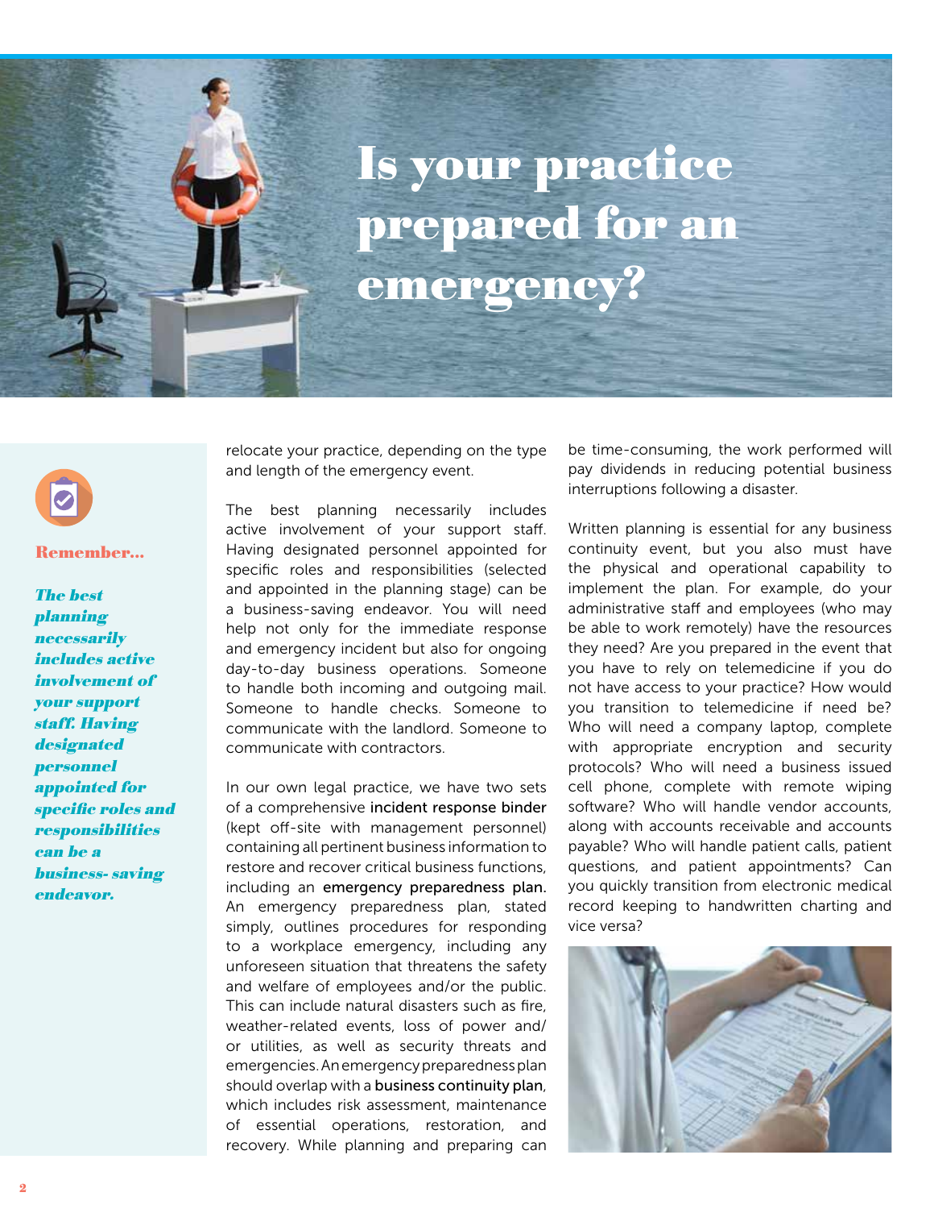# Is your practice prepared for an emergency?

**Remember...**

***The best planning necessarily includes active involvement of your support staff. Having designated personnel appointed for specific roles and responsibilities can be a business- saving endeavor.***

relocate your practice, depending on the type and length of the emergency event.

The best planning necessarily includes active involvement of your support staff. Having designated personnel appointed for specific roles and responsibilities (selected and appointed in the planning stage) can be a business-saving endeavor. You will need help not only for the immediate response and emergency incident but also for ongoing day-to-day business operations. Someone to handle both incoming and outgoing mail. Someone to handle checks. Someone to communicate with the landlord. Someone to communicate with contractors.

In our own legal practice, we have two sets of a comprehensive incident response binder (kept off-site with management personnel) containing all pertinent business information to restore and recover critical business functions, including an emergency preparedness plan. An emergency preparedness plan, stated simply, outlines procedures for responding to a workplace emergency, including any unforeseen situation that threatens the safety and welfare of employees and/or the public. This can include natural disasters such as fire, weather-related events, loss of power and/or utilities, as well as security threats and emergencies. An emergency preparedness plan should overlap with a business continuity plan, which includes risk assessment, maintenance of essential operations, restoration, and recovery. While planning and preparing can be time-consuming, the work performed will pay dividends in reducing potential business interruptions following a disaster.

Written planning is essential for any business continuity event, but you also must have the physical and operational capability to implement the plan. For example, do your administrative staff and employees (who may be able to work remotely) have the resources they need? Are you prepared in the event that you have to rely on telemedicine if you do not have access to your practice? How would you transition to telemedicine if need be? Who will need a company laptop, complete with appropriate encryption and security protocols? Who will need a business issued cell phone, complete with remote wiping software? Who will handle vendor accounts, along with accounts receivable and accounts payable? Who will handle patient calls, patient questions, and patient appointments? Can you quickly transition from electronic medical record keeping to handwritten charting and vice versa?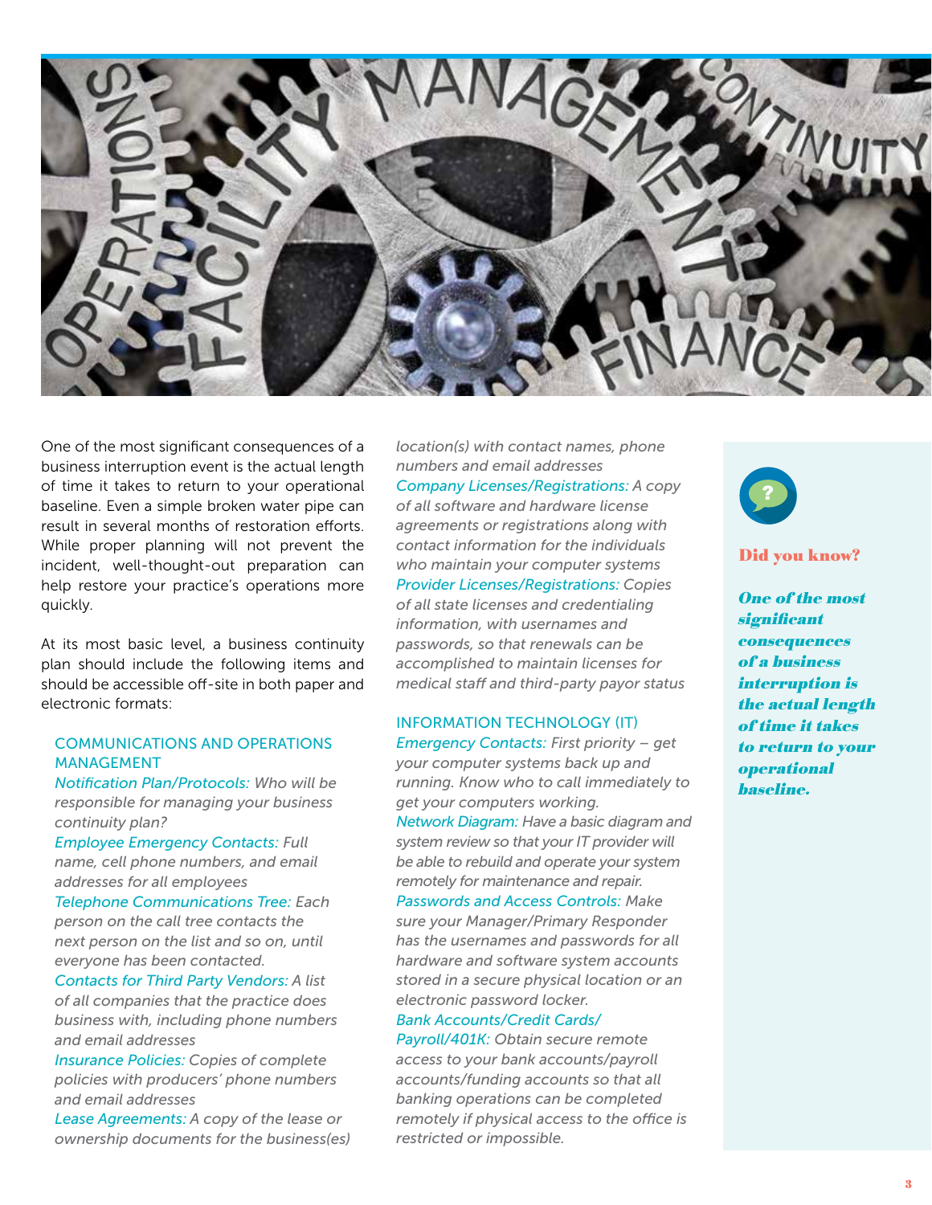One of the most significant consequences of a business interruption event is the actual length of time it takes to return to your operational baseline. Even a simple broken water pipe can result in several months of restoration efforts. While proper planning will not prevent the incident, well-thought-out preparation can help restore your practice's operations more quickly.

At its most basic level, a business continuity plan should include the following items and should be accessible off-site in both paper and electronic formats:

### COMMUNICATIONS AND OPERATIONS MANAGEMENT

*Notification Plan/Protocols: Who will be responsible for managing your business continuity plan?*

*Employee Emergency Contacts: Full name, cell phone numbers, and email addresses for all employees*

*Telephone Communications Tree: Each person on the call tree contacts the next person on the list and so on, until everyone has been contacted.*

*Contacts for Third Party Vendors: A list of all companies that the practice does business with, including phone numbers and email addresses*

*Insurance Policies: Copies of complete policies with producers' phone numbers and email addresses*

*Lease Agreements: A copy of the lease or ownership documents for the business(es) location(s) with contact names, phone numbers and email addresses*

*Company Licenses/Registrations: A copy of all software and hardware license agreements or registrations along with contact information for the individuals who maintain your computer systems*

*Provider Licenses/Registrations: Copies of all state licenses and credentialing information, with usernames and passwords, so that renewals can be accomplished to maintain licenses for medical staff and third-party payor status*

### INFORMATION TECHNOLOGY (IT)

*Emergency Contacts: First priority – get your computer systems back up and running. Know who to call immediately to get your computers working.*

*Network Diagram: Have a basic diagram and system review so that your IT provider will be able to rebuild and operate your system remotely for maintenance and repair.*

*Passwords and Access Controls: Make sure your Manager/Primary Responder has the usernames and passwords for all hardware and software system accounts stored in a secure physical location or an electronic password locker.*

*Bank Accounts/Credit Cards/ Payroll/401K: Obtain secure remote access to your bank accounts/payroll accounts/funding accounts so that all banking operations can be completed remotely if physical access to the office is restricted or impossible.*

---

**Did you know?**

***One of the most significant consequences of a business interruption is the actual length of time it takes to return to your operational baseline.***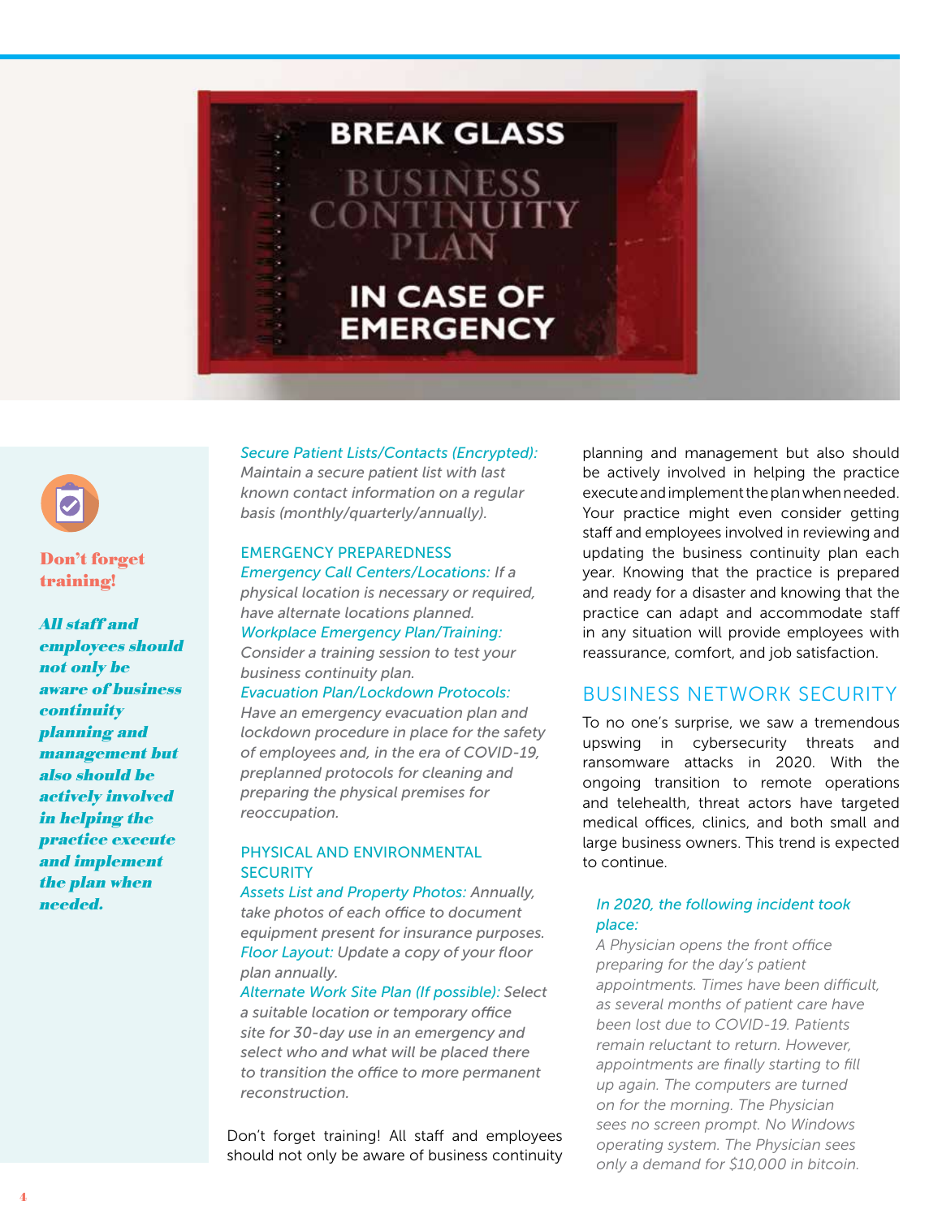**Don't forget training!**

***All staff and employees should not only be aware of business continuity planning and management but also should be actively involved in helping the practice execute and implement the plan when needed.***

*Secure Patient Lists/Contacts (Encrypted):* *Maintain a secure patient list with last known contact information on a regular basis (monthly/quarterly/annually).*

### EMERGENCY PREPAREDNESS

*Emergency Call Centers/Locations:* *If a physical location is necessary or required, have alternate locations planned.*

*Workplace Emergency Plan/Training:* *Consider a training session to test your business continuity plan.*

*Evacuation Plan/Lockdown Protocols:* *Have an emergency evacuation plan and lockdown procedure in place for the safety of employees and, in the era of COVID-19, preplanned protocols for cleaning and preparing the physical premises for reoccupation.*

### PHYSICAL AND ENVIRONMENTAL SECURITY

*Assets List and Property Photos:* *Annually, take photos of each office to document equipment present for insurance purposes.*

*Floor Layout:* *Update a copy of your floor plan annually.*

*Alternate Work Site Plan (If possible):* *Select a suitable location or temporary office site for 30-day use in an emergency and select who and what will be placed there to transition the office to more permanent reconstruction.*

Don't forget training! All staff and employees should not only be aware of business continuity planning and management but also should be actively involved in helping the practice execute and implement the plan when needed. Your practice might even consider getting staff and employees involved in reviewing and updating the business continuity plan each year. Knowing that the practice is prepared and ready for a disaster and knowing that the practice can adapt and accommodate staff in any situation will provide employees with reassurance, comfort, and job satisfaction.

## BUSINESS NETWORK SECURITY

To no one's surprise, we saw a tremendous upswing in cybersecurity threats and ransomware attacks in 2020. With the ongoing transition to remote operations and telehealth, threat actors have targeted medical offices, clinics, and both small and large business owners. This trend is expected to continue.

*In 2020, the following incident took place:*

*A Physician opens the front office preparing for the day's patient appointments. Times have been difficult, as several months of patient care have been lost due to COVID-19. Patients remain reluctant to return. However, appointments are finally starting to fill up again. The computers are turned on for the morning. The Physician sees no screen prompt. No Windows operating system. The Physician sees only a demand for $10,000 in bitcoin.*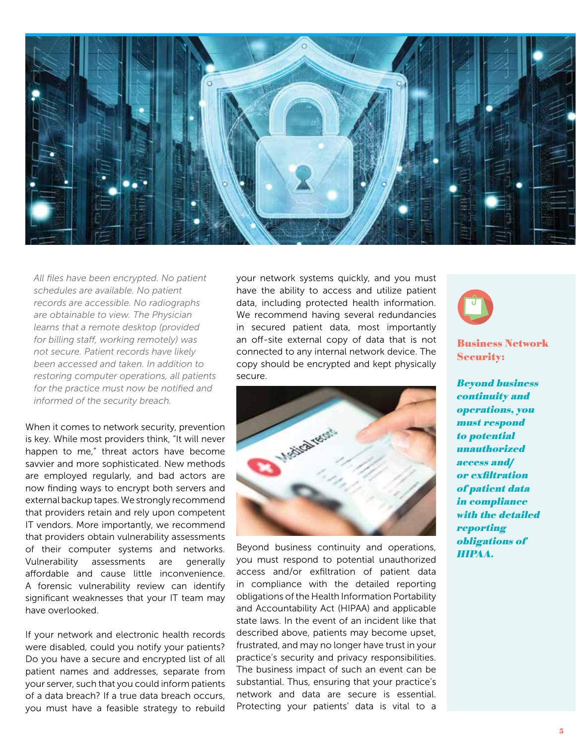*All files have been encrypted. No patient schedules are available. No patient records are accessible. No radiographs are obtainable to view. The Physician learns that a remote desktop (provided for billing staff, working remotely) was not secure. Patient records have likely been accessed and taken. In addition to restoring computer operations, all patients for the practice must now be notified and informed of the security breach.*

When it comes to network security, prevention is key. While most providers think, "It will never happen to me," threat actors have become savvier and more sophisticated. New methods are employed regularly, and bad actors are now finding ways to encrypt both servers and external backup tapes. We strongly recommend that providers retain and rely upon competent IT vendors. More importantly, we recommend that providers obtain vulnerability assessments of their computer systems and networks. Vulnerability assessments are generally affordable and cause little inconvenience. A forensic vulnerability review can identify significant weaknesses that your IT team may have overlooked.

If your network and electronic health records were disabled, could you notify your patients? Do you have a secure and encrypted list of all patient names and addresses, separate from your server, such that you could inform patients of a data breach? If a true data breach occurs, you must have a feasible strategy to rebuild your network systems quickly, and you must have the ability to access and utilize patient data, including protected health information. We recommend having several redundancies in secured patient data, most importantly an off-site external copy of data that is not connected to any internal network device. The copy should be encrypted and kept physically secure.

Beyond business continuity and operations, you must respond to potential unauthorized access and/or exfiltration of patient data in compliance with the detailed reporting obligations of the Health Information Portability and Accountability Act (HIPAA) and applicable state laws. In the event of an incident like that described above, patients may become upset, frustrated, and may no longer have trust in your practice's security and privacy responsibilities. The business impact of such an event can be substantial. Thus, ensuring that your practice's network and data are secure is essential. Protecting your patients' data is vital to a

**Business Network Security:**

***Beyond business continuity and operations, you must respond to potential unauthorized access and/ or exfiltration of patient data in compliance with the detailed reporting obligations of HIPAA.***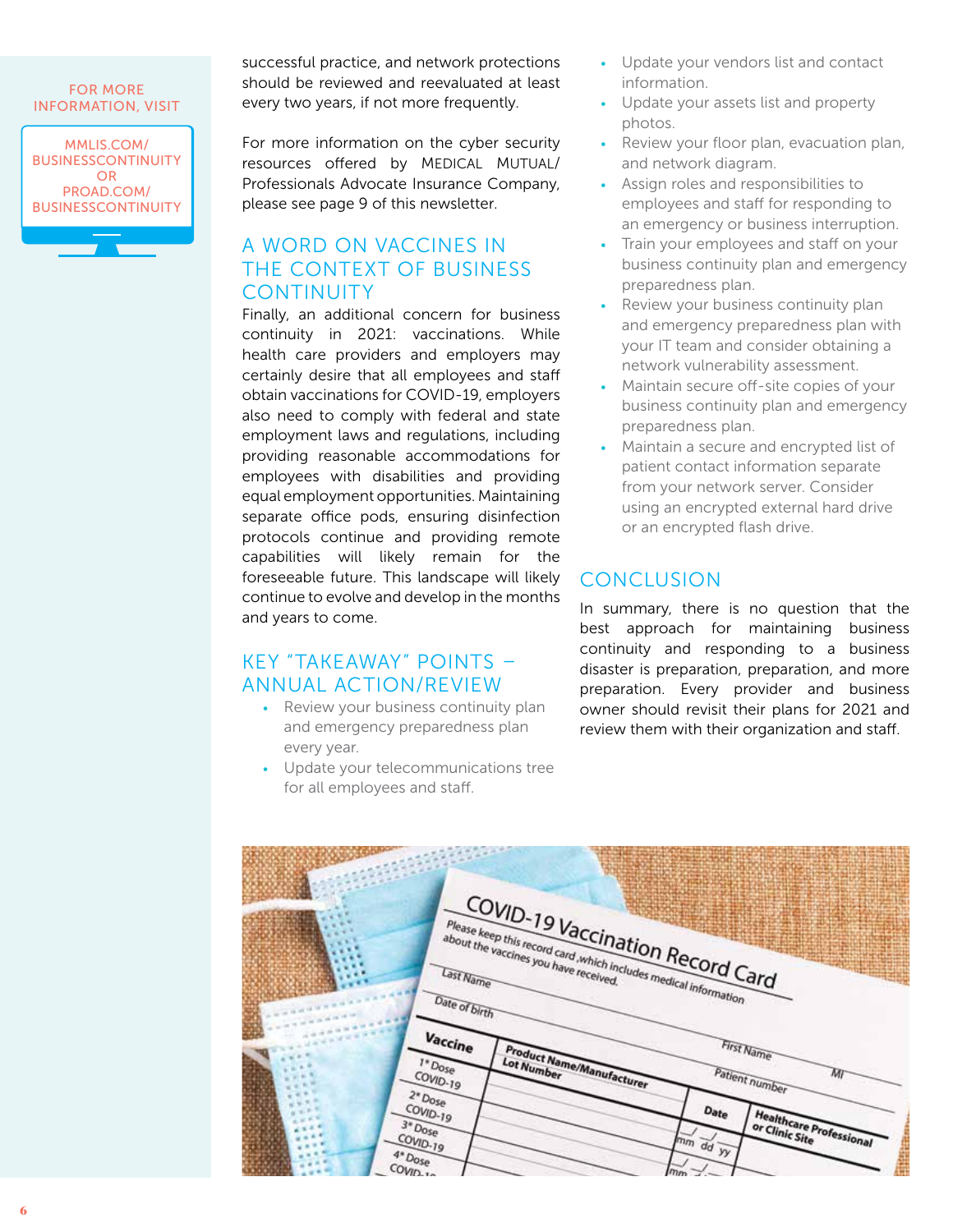FOR MORE INFORMATION, VISIT

MMLIS.COM/BUSINESSCONTINUITY OR PROAD.COM/BUSINESSCONTINUITY

successful practice, and network protections should be reviewed and reevaluated at least every two years, if not more frequently.

For more information on the cyber security resources offered by MEDICAL MUTUAL/Professionals Advocate Insurance Company, please see page 9 of this newsletter.

## A WORD ON VACCINES IN THE CONTEXT OF BUSINESS CONTINUITY

Finally, an additional concern for business continuity in 2021: vaccinations. While health care providers and employers may certainly desire that all employees and staff obtain vaccinations for COVID-19, employers also need to comply with federal and state employment laws and regulations, including providing reasonable accommodations for employees with disabilities and providing equal employment opportunities. Maintaining separate office pods, ensuring disinfection protocols continue and providing remote capabilities will likely remain for the foreseeable future. This landscape will likely continue to evolve and develop in the months and years to come.

## KEY "TAKEAWAY" POINTS – ANNUAL ACTION/REVIEW

- Review your business continuity plan and emergency preparedness plan every year.
- Update your telecommunications tree for all employees and staff.
- Update your vendors list and contact information.
- Update your assets list and property photos.
- Review your floor plan, evacuation plan, and network diagram.
- Assign roles and responsibilities to employees and staff for responding to an emergency or business interruption.
- Train your employees and staff on your business continuity plan and emergency preparedness plan.
- Review your business continuity plan and emergency preparedness plan with your IT team and consider obtaining a network vulnerability assessment.
- Maintain secure off-site copies of your business continuity plan and emergency preparedness plan.
- Maintain a secure and encrypted list of patient contact information separate from your network server. Consider using an encrypted external hard drive or an encrypted flash drive.

## CONCLUSION

In summary, there is no question that the best approach for maintaining business continuity and responding to a business disaster is preparation, preparation, and more preparation. Every provider and business owner should revisit their plans for 2021 and review them with their organization and staff.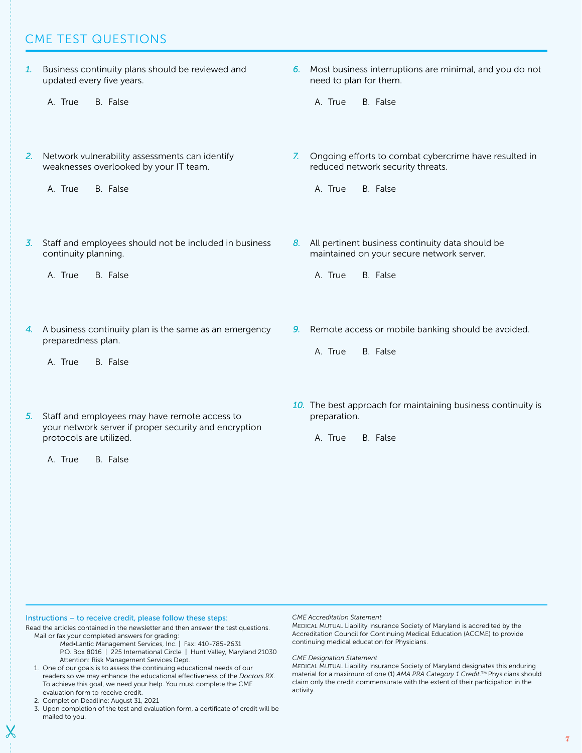## CME TEST QUESTIONS

1. Business continuity plans should be reviewed and updated every five years.

   A. True B. False

2. Network vulnerability assessments can identify weaknesses overlooked by your IT team.

   A. True B. False

3. Staff and employees should not be included in business continuity planning.

   A. True B. False

4. A business continuity plan is the same as an emergency preparedness plan.

   A. True B. False

5. Staff and employees may have remote access to your network server if proper security and encryption protocols are utilized.

   A. True B. False

6. Most business interruptions are minimal, and you do not need to plan for them.

   A. True B. False

7. Ongoing efforts to combat cybercrime have resulted in reduced network security threats.

   A. True B. False

8. All pertinent business continuity data should be maintained on your secure network server.

   A. True B. False

9. Remote access or mobile banking should be avoided.

   A. True B. False

10. The best approach for maintaining business continuity is preparation.

    A. True B. False

---

**Instructions – to receive credit, please follow these steps:**

Read the articles contained in the newsletter and then answer the test questions.
Mail or fax your completed answers for grading:

Med•Lantic Management Services, Inc. | Fax: 410-785-2631
P.O. Box 8016 | 225 International Circle | Hunt Valley, Maryland 21030
Attention: Risk Management Services Dept.

1. One of our goals is to assess the continuing educational needs of our readers so we may enhance the educational effectiveness of the *Doctors RX*. To achieve this goal, we need your help. You must complete the CME evaluation form to receive credit.
2. Completion Deadline: August 31, 2021
3. Upon completion of the test and evaluation form, a certificate of credit will be mailed to you.

*CME Accreditation Statement*
MEDICAL MUTUAL Liability Insurance Society of Maryland is accredited by the Accreditation Council for Continuing Medical Education (ACCME) to provide continuing medical education for Physicians.

*CME Designation Statement*
MEDICAL MUTUAL Liability Insurance Society of Maryland designates this enduring material for a maximum of one (1) *AMA PRA Category 1 Credit*.™ Physicians should claim only the credit commensurate with the extent of their participation in the activity.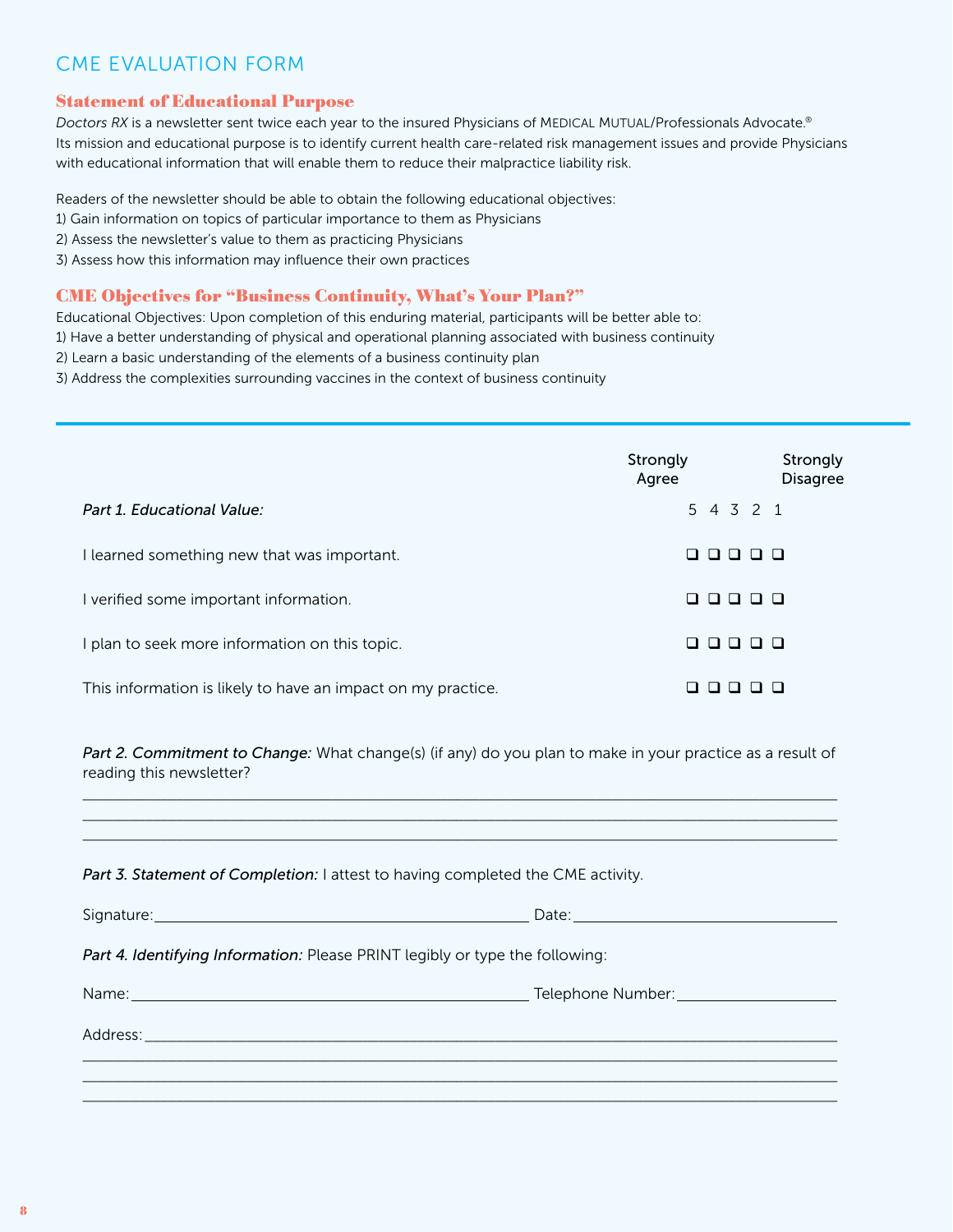# CME EVALUATION FORM

## Statement of Educational Purpose

*Doctors RX* is a newsletter sent twice each year to the insured Physicians of MEDICAL MUTUAL/Professionals Advocate.® Its mission and educational purpose is to identify current health care-related risk management issues and provide Physicians with educational information that will enable them to reduce their malpractice liability risk.

Readers of the newsletter should be able to obtain the following educational objectives:
1) Gain information on topics of particular importance to them as Physicians
2) Assess the newsletter's value to them as practicing Physicians
3) Assess how this information may influence their own practices

## CME Objectives for "Business Continuity, What's Your Plan?"

Educational Objectives: Upon completion of this enduring material, participants will be better able to:
1) Have a better understanding of physical and operational planning associated with business continuity
2) Learn a basic understanding of the elements of a business continuity plan
3) Address the complexities surrounding vaccines in the context of business continuity

---

| *Part 1. Educational Value:* | 5 (Strongly Agree) | 4 | 3 | 2 | 1 (Strongly Disagree) |
|---|---|---|---|---|---|
| I learned something new that was important. | ❑ | ❑ | ❑ | ❑ | ❑ |
| I verified some important information. | ❑ | ❑ | ❑ | ❑ | ❑ |
| I plan to seek more information on this topic. | ❑ | ❑ | ❑ | ❑ | ❑ |
| This information is likely to have an impact on my practice. | ❑ | ❑ | ❑ | ❑ | ❑ |

*Part 2. Commitment to Change:* What change(s) (if any) do you plan to make in your practice as a result of reading this newsletter?

______________________________________________________________________________
______________________________________________________________________________
______________________________________________________________________________

*Part 3. Statement of Completion:* I attest to having completed the CME activity.

Signature:______________________________________ Date:__________________________

*Part 4. Identifying Information:* Please PRINT legibly or type the following:

Name:__________________________________________ Telephone Number:________________

Address:_______________________________________________________________________
______________________________________________________________________________
______________________________________________________________________________
______________________________________________________________________________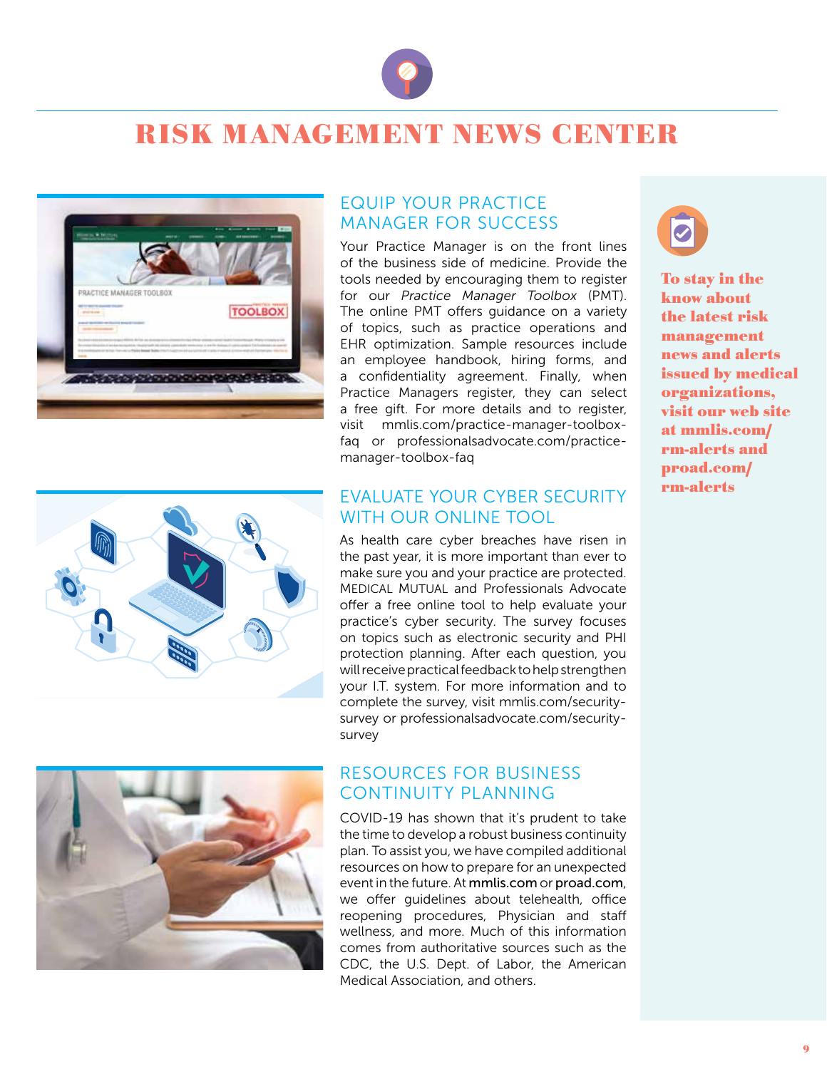# RISK MANAGEMENT NEWS CENTER

## EQUIP YOUR PRACTICE MANAGER FOR SUCCESS

Your Practice Manager is on the front lines of the business side of medicine. Provide the tools needed by encouraging them to register for our *Practice Manager Toolbox* (PMT). The online PMT offers guidance on a variety of topics, such as practice operations and EHR optimization. Sample resources include an employee handbook, hiring forms, and a confidentiality agreement. Finally, when Practice Managers register, they can select a free gift. For more details and to register, visit mmlis.com/practice-manager-toolbox-faq or professionalsadvocate.com/practice-manager-toolbox-faq

## EVALUATE YOUR CYBER SECURITY WITH OUR ONLINE TOOL

As health care cyber breaches have risen in the past year, it is more important than ever to make sure you and your practice are protected. MEDICAL MUTUAL and Professionals Advocate offer a free online tool to help evaluate your practice's cyber security. The survey focuses on topics such as electronic security and PHI protection planning. After each question, you will receive practical feedback to help strengthen your I.T. system. For more information and to complete the survey, visit mmlis.com/security-survey or professionalsadvocate.com/security-survey

## RESOURCES FOR BUSINESS CONTINUITY PLANNING

COVID-19 has shown that it's prudent to take the time to develop a robust business continuity plan. To assist you, we have compiled additional resources on how to prepare for an unexpected event in the future. At **mmlis.com** or **proad.com**, we offer guidelines about telehealth, office reopening procedures, Physician and staff wellness, and more. Much of this information comes from authoritative sources such as the CDC, the U.S. Dept. of Labor, the American Medical Association, and others.

**To stay in the know about the latest risk management news and alerts issued by medical organizations, visit our web site at mmlis.com/rm-alerts and proad.com/rm-alerts**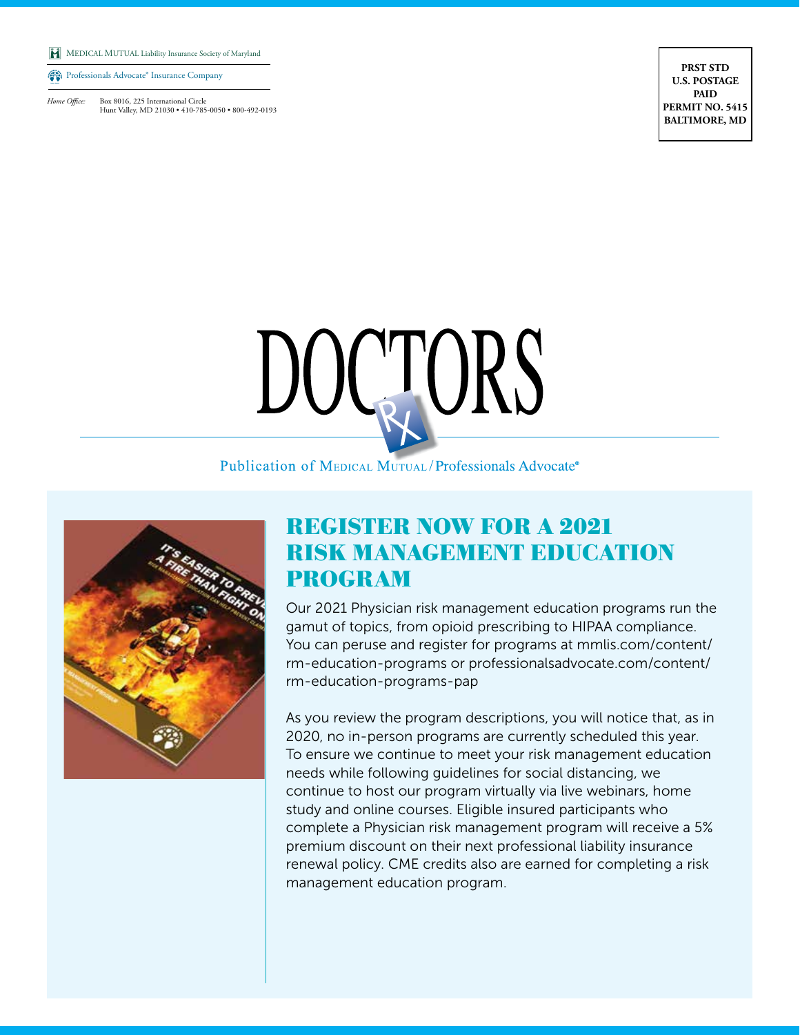MEDICAL MUTUAL Liability Insurance Society of Maryland

Professionals Advocate® Insurance Company

*Home Office:* Box 8016, 225 International Circle
Hunt Valley, MD 21030 • 410-785-0050 • 800-492-0193

PRST STD
U.S. POSTAGE
PAID
PERMIT NO. 5415
BALTIMORE, MD

# DOCTORS RX

Publication of Medical Mutual / Professionals Advocate®

## REGISTER NOW FOR A 2021 RISK MANAGEMENT EDUCATION PROGRAM

Our 2021 Physician risk management education programs run the gamut of topics, from opioid prescribing to HIPAA compliance. You can peruse and register for programs at mmlis.com/content/rm-education-programs or professionalsadvocate.com/content/rm-education-programs-pap

As you review the program descriptions, you will notice that, as in 2020, no in-person programs are currently scheduled this year. To ensure we continue to meet your risk management education needs while following guidelines for social distancing, we continue to host our program virtually via live webinars, home study and online courses. Eligible insured participants who complete a Physician risk management program will receive a 5% premium discount on their next professional liability insurance renewal policy. CME credits also are earned for completing a risk management education program.